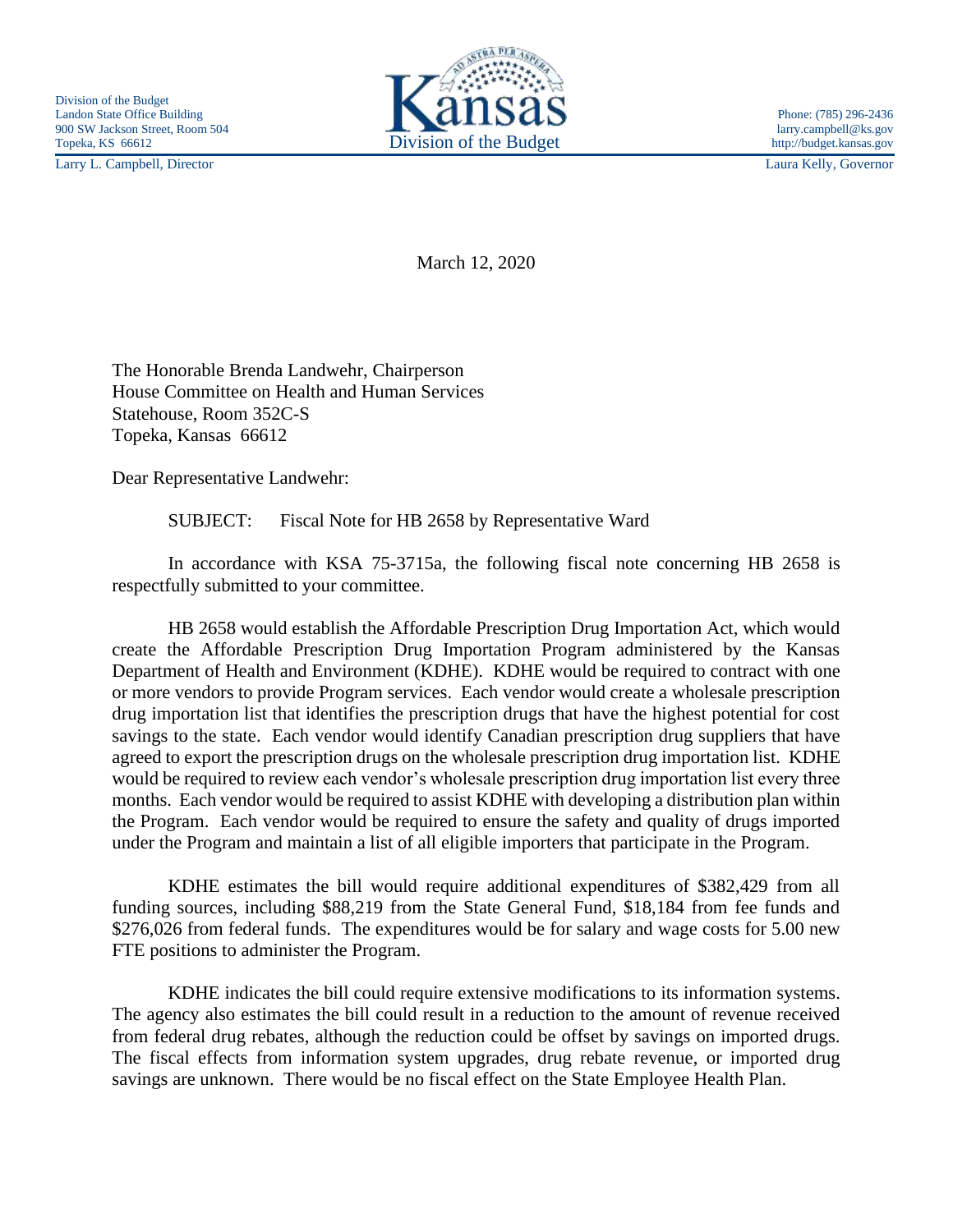Division of the Budget
Landon State Office Building
900 SW Jackson Street, Room 504
Topeka, KS 66612
Larry L. Campbell, Director

Kansas
Division of the Budget

Phone: (785) 296-2436
larry.campbell@ks.gov
http://budget.kansas.gov
Laura Kelly, Governor

March 12, 2020

The Honorable Brenda Landwehr, Chairperson
House Committee on Health and Human Services
Statehouse, Room 352C-S
Topeka, Kansas 66612

Dear Representative Landwehr:

SUBJECT: Fiscal Note for HB 2658 by Representative Ward

In accordance with KSA 75-3715a, the following fiscal note concerning HB 2658 is respectfully submitted to your committee.

HB 2658 would establish the Affordable Prescription Drug Importation Act, which would create the Affordable Prescription Drug Importation Program administered by the Kansas Department of Health and Environment (KDHE). KDHE would be required to contract with one or more vendors to provide Program services. Each vendor would create a wholesale prescription drug importation list that identifies the prescription drugs that have the highest potential for cost savings to the state. Each vendor would identify Canadian prescription drug suppliers that have agreed to export the prescription drugs on the wholesale prescription drug importation list. KDHE would be required to review each vendor's wholesale prescription drug importation list every three months. Each vendor would be required to assist KDHE with developing a distribution plan within the Program. Each vendor would be required to ensure the safety and quality of drugs imported under the Program and maintain a list of all eligible importers that participate in the Program.

KDHE estimates the bill would require additional expenditures of $382,429 from all funding sources, including $88,219 from the State General Fund, $18,184 from fee funds and $276,026 from federal funds. The expenditures would be for salary and wage costs for 5.00 new FTE positions to administer the Program.

KDHE indicates the bill could require extensive modifications to its information systems. The agency also estimates the bill could result in a reduction to the amount of revenue received from federal drug rebates, although the reduction could be offset by savings on imported drugs. The fiscal effects from information system upgrades, drug rebate revenue, or imported drug savings are unknown. There would be no fiscal effect on the State Employee Health Plan.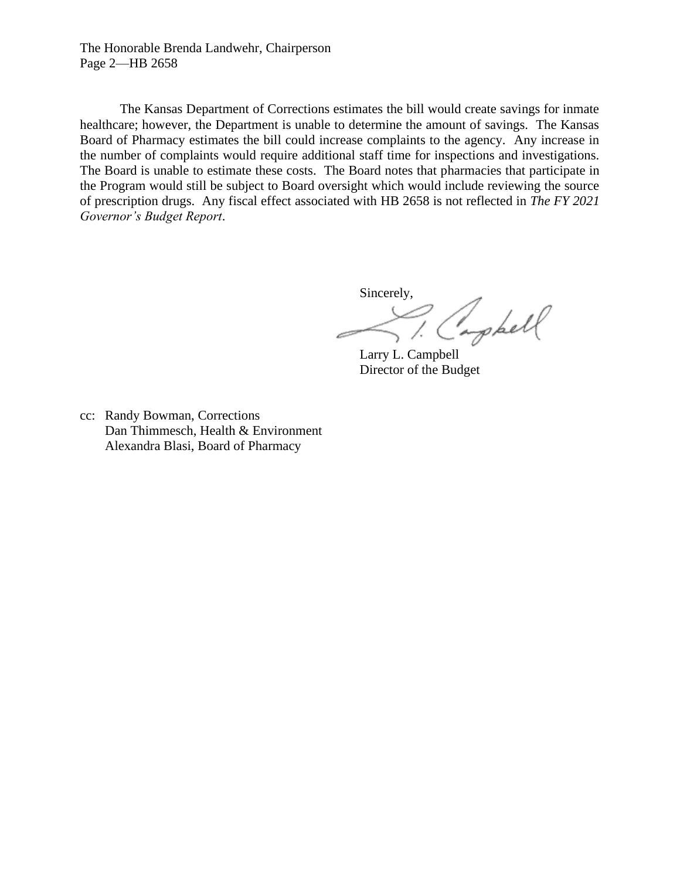The Kansas Department of Corrections estimates the bill would create savings for inmate healthcare; however, the Department is unable to determine the amount of savings. The Kansas Board of Pharmacy estimates the bill could increase complaints to the agency. Any increase in the number of complaints would require additional staff time for inspections and investigations. The Board is unable to estimate these costs. The Board notes that pharmacies that participate in the Program would still be subject to Board oversight which would include reviewing the source of prescription drugs. Any fiscal effect associated with HB 2658 is not reflected in *The FY 2021 Governor's Budget Report*.

Sincerely,

Larry L. Campbell
Director of the Budget

cc: Randy Bowman, Corrections
Dan Thimmesch, Health & Environment
Alexandra Blasi, Board of Pharmacy